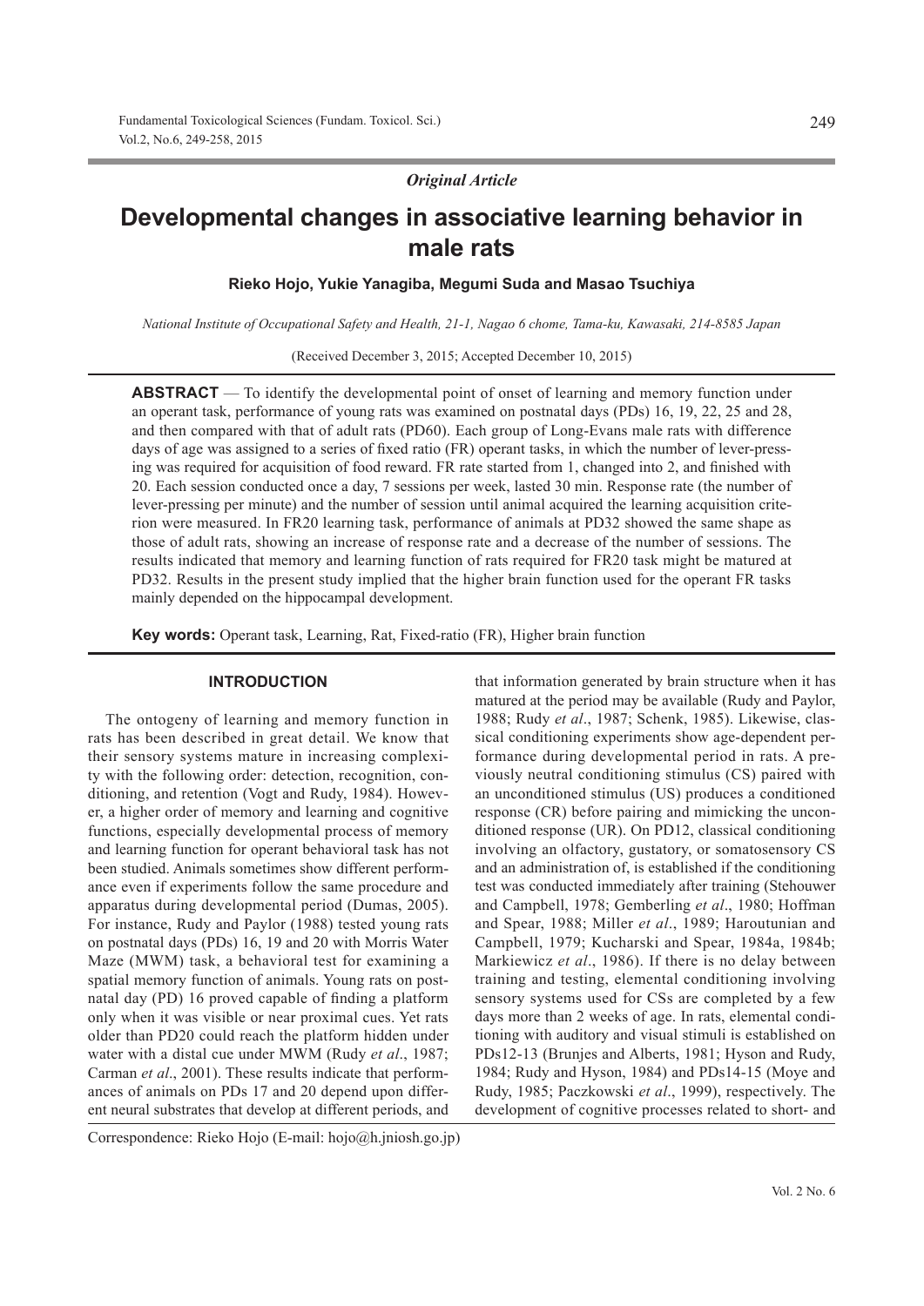*Original Article*

# Developmental changes in associative learning behavior in male rats

**Rieko Hojo, Yukie Yanagiba, Megumi Suda and Masao Tsuchiya**

*National Institute of Occupational Safety and Health, 21-1, Nagao 6 chome, Tama-ku, Kawasaki, 214-8585 Japan*

(Received December 3, 2015; Accepted December 10, 2015)

**ABSTRACT** — To identify the developmental point of onset of learning and memory function under an operant task, performance of young rats was examined on postnatal days (PDs) 16, 19, 22, 25 and 28, and then compared with that of adult rats (PD60). Each group of Long-Evans male rats with difference days of age was assigned to a series of fixed ratio (FR) operant tasks, in which the number of lever-pressing was required for acquisition of food reward. FR rate started from 1, changed into 2, and finished with 20. Each session conducted once a day, 7 sessions per week, lasted 30 min. Response rate (the number of lever-pressing per minute) and the number of session until animal acquired the learning acquisition criterion were measured. In FR20 learning task, performance of animals at PD32 showed the same shape as those of adult rats, showing an increase of response rate and a decrease of the number of sessions. The results indicated that memory and learning function of rats required for FR20 task might be matured at PD32. Results in the present study implied that the higher brain function used for the operant FR tasks mainly depended on the hippocampal development.

**Key words:** Operant task, Learning, Rat, Fixed-ratio (FR), Higher brain function

## INTRODUCTION

The ontogeny of learning and memory function in rats has been described in great detail. We know that their sensory systems mature in increasing complexity with the following order: detection, recognition, conditioning, and retention (Vogt and Rudy, 1984). However, a higher order of memory and learning and cognitive functions, especially developmental process of memory and learning function for operant behavioral task has not been studied. Animals sometimes show different performance even if experiments follow the same procedure and apparatus during developmental period (Dumas, 2005). For instance, Rudy and Paylor (1988) tested young rats on postnatal days (PDs) 16, 19 and 20 with Morris Water Maze (MWM) task, a behavioral test for examining a spatial memory function of animals. Young rats on postnatal day (PD) 16 proved capable of finding a platform only when it was visible or near proximal cues. Yet rats older than PD20 could reach the platform hidden under water with a distal cue under MWM (Rudy *et al*., 1987; Carman *et al*., 2001). These results indicate that performances of animals on PDs 17 and 20 depend upon different neural substrates that develop at different periods, and that information generated by brain structure when it has matured at the period may be available (Rudy and Paylor, 1988; Rudy *et al*., 1987; Schenk, 1985). Likewise, classical conditioning experiments show age-dependent performance during developmental period in rats. A previously neutral conditioning stimulus (CS) paired with an unconditioned stimulus (US) produces a conditioned response (CR) before pairing and mimicking the unconditioned response (UR). On PD12, classical conditioning involving an olfactory, gustatory, or somatosensory CS and an administration of, is established if the conditioning test was conducted immediately after training (Stehouwer and Campbell, 1978; Gemberling *et al*., 1980; Hoffman and Spear, 1988; Miller *et al*., 1989; Haroutunian and Campbell, 1979; Kucharski and Spear, 1984a, 1984b; Markiewicz *et al*., 1986). If there is no delay between training and testing, elemental conditioning involving sensory systems used for CSs are completed by a few days more than 2 weeks of age. In rats, elemental conditioning with auditory and visual stimuli is established on PDs12-13 (Brunjes and Alberts, 1981; Hyson and Rudy, 1984; Rudy and Hyson, 1984) and PDs14-15 (Moye and Rudy, 1985; Paczkowski *et al*., 1999), respectively. The development of cognitive processes related to short- and

Correspondence: Rieko Hojo (E-mail: hojo@h.jniosh.go.jp)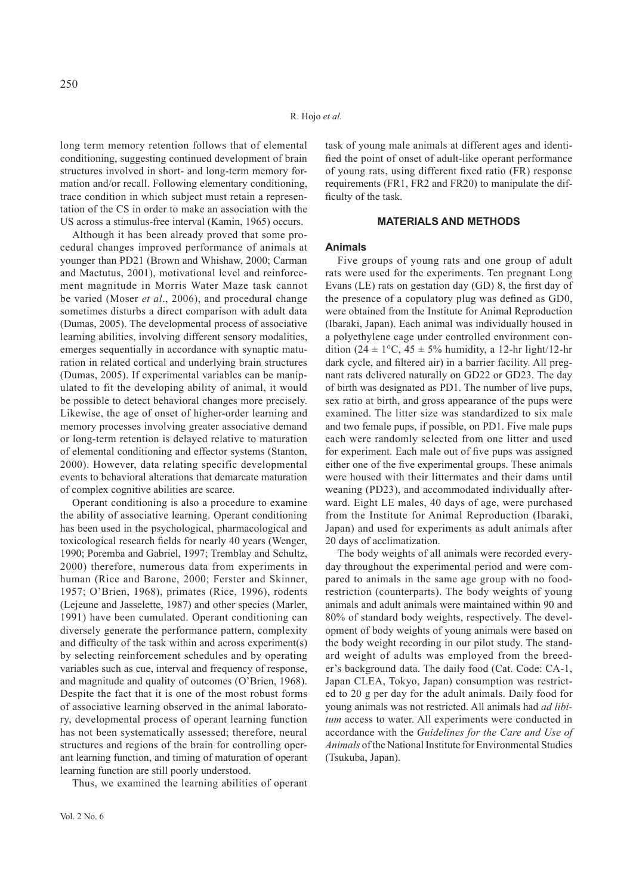long term memory retention follows that of elemental conditioning, suggesting continued development of brain structures involved in short- and long-term memory formation and/or recall. Following elementary conditioning, trace condition in which subject must retain a representation of the CS in order to make an association with the US across a stimulus-free interval (Kamin, 1965) occurs.

Although it has been already proved that some procedural changes improved performance of animals at younger than PD21 (Brown and Whishaw, 2000; Carman and Mactutus, 2001), motivational level and reinforcement magnitude in Morris Water Maze task cannot be varied (Moser *et al*., 2006), and procedural change sometimes disturbs a direct comparison with adult data (Dumas, 2005). The developmental process of associative learning abilities, involving different sensory modalities, emerges sequentially in accordance with synaptic maturation in related cortical and underlying brain structures (Dumas, 2005). If experimental variables can be manipulated to fit the developing ability of animal, it would be possible to detect behavioral changes more precisely. Likewise, the age of onset of higher-order learning and memory processes involving greater associative demand or long-term retention is delayed relative to maturation of elemental conditioning and effector systems (Stanton, 2000). However, data relating specific developmental events to behavioral alterations that demarcate maturation of complex cognitive abilities are scarce.

Operant conditioning is also a procedure to examine the ability of associative learning. Operant conditioning has been used in the psychological, pharmacological and toxicological research fields for nearly 40 years (Wenger, 1990; Poremba and Gabriel, 1997; Tremblay and Schultz, 2000) therefore, numerous data from experiments in human (Rice and Barone, 2000; Ferster and Skinner, 1957; O'Brien, 1968), primates (Rice, 1996), rodents (Lejeune and Jasselette, 1987) and other species (Marler, 1991) have been cumulated. Operant conditioning can diversely generate the performance pattern, complexity and difficulty of the task within and across experiment(s) by selecting reinforcement schedules and by operating variables such as cue, interval and frequency of response, and magnitude and quality of outcomes (O'Brien, 1968). Despite the fact that it is one of the most robust forms of associative learning observed in the animal laboratory, developmental process of operant learning function has not been systematically assessed; therefore, neural structures and regions of the brain for controlling operant learning function, and timing of maturation of operant learning function are still poorly understood.

Thus, we examined the learning abilities of operant task of young male animals at different ages and identified the point of onset of adult-like operant performance of young rats, using different fixed ratio (FR) response requirements (FR1, FR2 and FR20) to manipulate the difficulty of the task.

## MATERIALS AND METHODS

### Animals

Five groups of young rats and one group of adult rats were used for the experiments. Ten pregnant Long Evans (LE) rats on gestation day (GD) 8, the first day of the presence of a copulatory plug was defined as GD0, were obtained from the Institute for Animal Reproduction (Ibaraki, Japan). Each animal was individually housed in a polyethylene cage under controlled environment condition ($24 \pm 1°C$, $45 \pm 5\%$ humidity, a 12-hr light/12-hr dark cycle, and filtered air) in a barrier facility. All pregnant rats delivered naturally on GD22 or GD23. The day of birth was designated as PD1. The number of live pups, sex ratio at birth, and gross appearance of the pups were examined. The litter size was standardized to six male and two female pups, if possible, on PD1. Five male pups each were randomly selected from one litter and used for experiment. Each male out of five pups was assigned either one of the five experimental groups. These animals were housed with their littermates and their dams until weaning (PD23), and accommodated individually afterward. Eight LE males, 40 days of age, were purchased from the Institute for Animal Reproduction (Ibaraki, Japan) and used for experiments as adult animals after 20 days of acclimatization.

The body weights of all animals were recorded everyday throughout the experimental period and were compared to animals in the same age group with no food-restriction (counterparts). The body weights of young animals and adult animals were maintained within 90 and 80% of standard body weights, respectively. The development of body weights of young animals were based on the body weight recording in our pilot study. The standard weight of adults was employed from the breeder's background data. The daily food (Cat. Code: CA-1, Japan CLEA, Tokyo, Japan) consumption was restricted to 20 g per day for the adult animals. Daily food for young animals was not restricted. All animals had *ad libitum* access to water. All experiments were conducted in accordance with the *Guidelines for the Care and Use of Animals* of the National Institute for Environmental Studies (Tsukuba, Japan).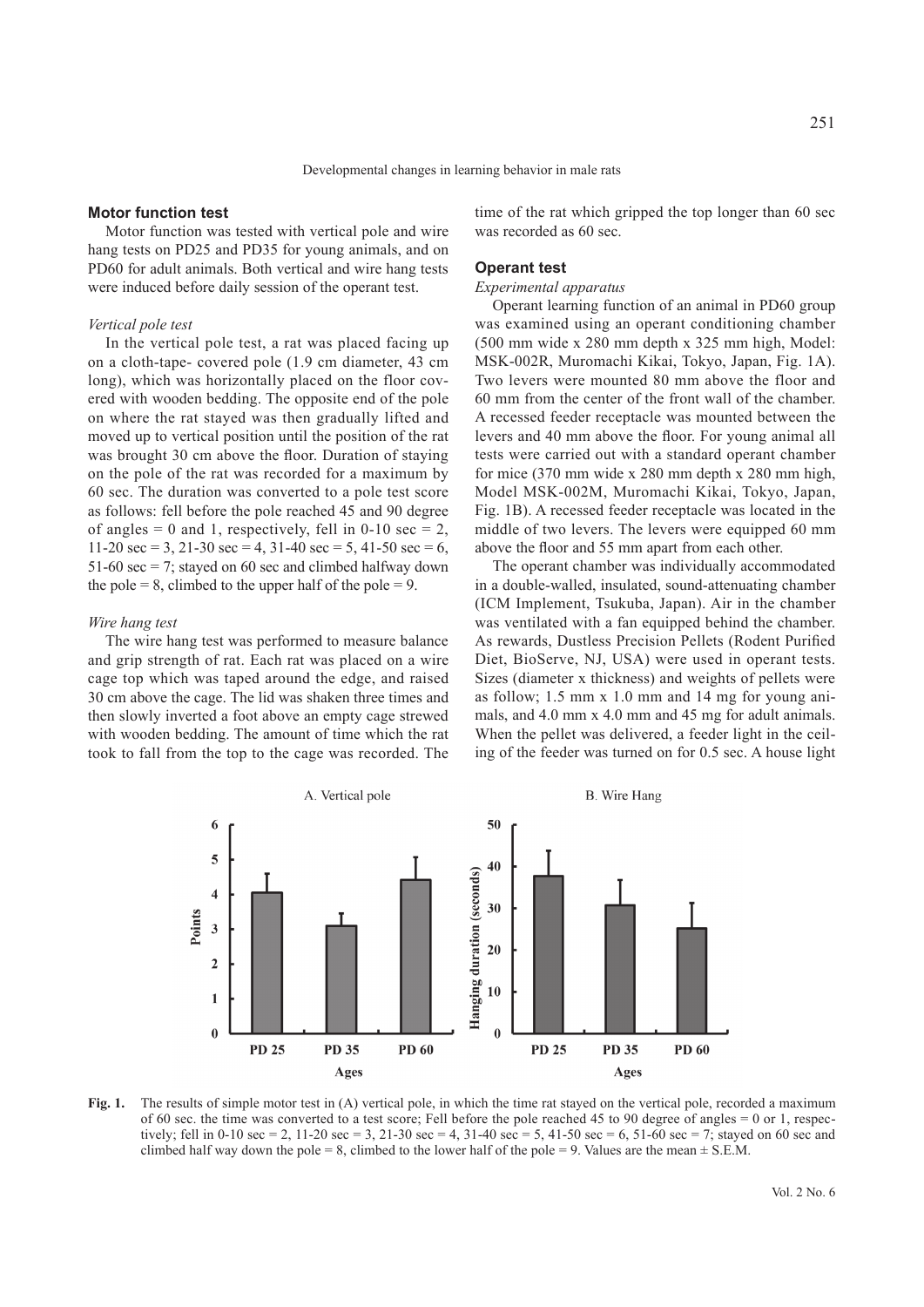### Motor function test

Motor function was tested with vertical pole and wire hang tests on PD25 and PD35 for young animals, and on PD60 for adult animals. Both vertical and wire hang tests were induced before daily session of the operant test.

#### *Vertical pole test*

In the vertical pole test, a rat was placed facing up on a cloth-tape- covered pole (1.9 cm diameter, 43 cm long), which was horizontally placed on the floor covered with wooden bedding. The opposite end of the pole on where the rat stayed was then gradually lifted and moved up to vertical position until the position of the rat was brought 30 cm above the floor. Duration of staying on the pole of the rat was recorded for a maximum by 60 sec. The duration was converted to a pole test score as follows: fell before the pole reached 45 and 90 degree of angles = 0 and 1, respectively, fell in 0-10 sec = 2, 11-20 sec = 3, 21-30 sec = 4, 31-40 sec = 5, 41-50 sec = 6, 51-60 sec = 7; stayed on 60 sec and climbed halfway down the pole = 8, climbed to the upper half of the pole = 9.

#### *Wire hang test*

The wire hang test was performed to measure balance and grip strength of rat. Each rat was placed on a wire cage top which was taped around the edge, and raised 30 cm above the cage. The lid was shaken three times and then slowly inverted a foot above an empty cage strewed with wooden bedding. The amount of time which the rat took to fall from the top to the cage was recorded. The time of the rat which gripped the top longer than 60 sec was recorded as 60 sec.

### Operant test

#### *Experimental apparatus*

Operant learning function of an animal in PD60 group was examined using an operant conditioning chamber (500 mm wide x 280 mm depth x 325 mm high, Model: MSK-002R, Muromachi Kikai, Tokyo, Japan, Fig. 1A). Two levers were mounted 80 mm above the floor and 60 mm from the center of the front wall of the chamber. A recessed feeder receptacle was mounted between the levers and 40 mm above the floor. For young animal all tests were carried out with a standard operant chamber for mice (370 mm wide x 280 mm depth x 280 mm high, Model MSK-002M, Muromachi Kikai, Tokyo, Japan, Fig. 1B). A recessed feeder receptacle was located in the middle of two levers. The levers were equipped 60 mm above the floor and 55 mm apart from each other.

The operant chamber was individually accommodated in a double-walled, insulated, sound-attenuating chamber (ICM Implement, Tsukuba, Japan). Air in the chamber was ventilated with a fan equipped behind the chamber. As rewards, Dustless Precision Pellets (Rodent Purified Diet, BioServe, NJ, USA) were used in operant tests. Sizes (diameter x thickness) and weights of pellets were as follow; 1.5 mm x 1.0 mm and 14 mg for young animals, and 4.0 mm x 4.0 mm and 45 mg for adult animals. When the pellet was delivered, a feeder light in the ceiling of the feeder was turned on for 0.5 sec. A house light

**Fig. 1.** The results of simple motor test in (A) vertical pole, in which the time rat stayed on the vertical pole, recorded a maximum of 60 sec. the time was converted to a test score; Fell before the pole reached 45 to 90 degree of angles = 0 or 1, respectively; fell in 0-10 sec = 2, 11-20 sec = 3, 21-30 sec = 4, 31-40 sec = 5, 41-50 sec = 6, 51-60 sec = 7; stayed on 60 sec and climbed half way down the pole = 8, climbed to the lower half of the pole = 9. Values are the mean ± S.E.M.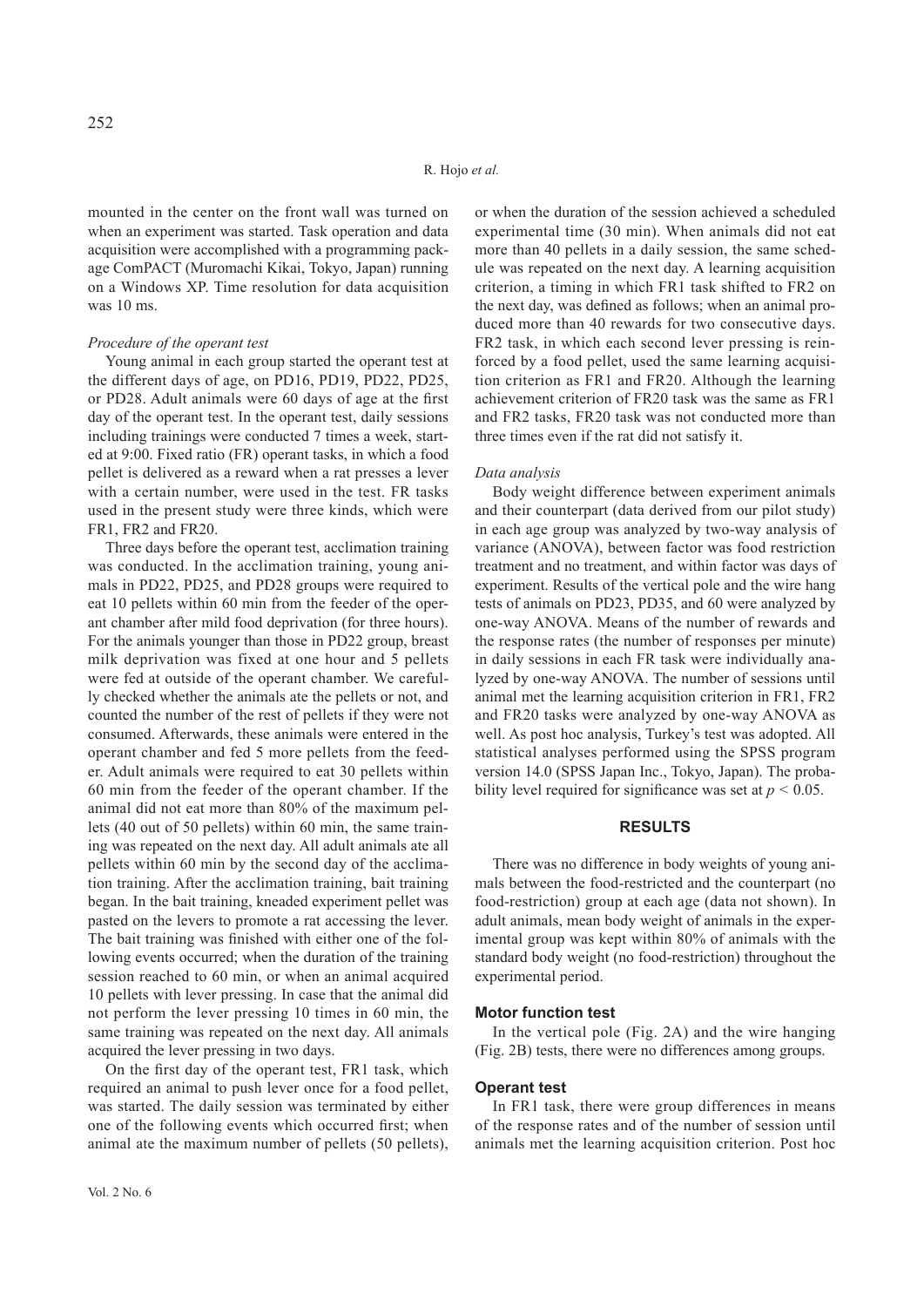mounted in the center on the front wall was turned on when an experiment was started. Task operation and data acquisition were accomplished with a programming package ComPACT (Muromachi Kikai, Tokyo, Japan) running on a Windows XP. Time resolution for data acquisition was 10 ms.

*Procedure of the operant test*

Young animal in each group started the operant test at the different days of age, on PD16, PD19, PD22, PD25, or PD28. Adult animals were 60 days of age at the first day of the operant test. In the operant test, daily sessions including trainings were conducted 7 times a week, started at 9:00. Fixed ratio (FR) operant tasks, in which a food pellet is delivered as a reward when a rat presses a lever with a certain number, were used in the test. FR tasks used in the present study were three kinds, which were FR1, FR2 and FR20.

Three days before the operant test, acclimation training was conducted. In the acclimation training, young animals in PD22, PD25, and PD28 groups were required to eat 10 pellets within 60 min from the feeder of the operant chamber after mild food deprivation (for three hours). For the animals younger than those in PD22 group, breast milk deprivation was fixed at one hour and 5 pellets were fed at outside of the operant chamber. We carefully checked whether the animals ate the pellets or not, and counted the number of the rest of pellets if they were not consumed. Afterwards, these animals were entered in the operant chamber and fed 5 more pellets from the feeder. Adult animals were required to eat 30 pellets within 60 min from the feeder of the operant chamber. If the animal did not eat more than 80% of the maximum pellets (40 out of 50 pellets) within 60 min, the same training was repeated on the next day. All adult animals ate all pellets within 60 min by the second day of the acclimation training. After the acclimation training, bait training began. In the bait training, kneaded experiment pellet was pasted on the levers to promote a rat accessing the lever. The bait training was finished with either one of the following events occurred; when the duration of the training session reached to 60 min, or when an animal acquired 10 pellets with lever pressing. In case that the animal did not perform the lever pressing 10 times in 60 min, the same training was repeated on the next day. All animals acquired the lever pressing in two days.

On the first day of the operant test, FR1 task, which required an animal to push lever once for a food pellet, was started. The daily session was terminated by either one of the following events which occurred first; when animal ate the maximum number of pellets (50 pellets), or when the duration of the session achieved a scheduled experimental time (30 min). When animals did not eat more than 40 pellets in a daily session, the same schedule was repeated on the next day. A learning acquisition criterion, a timing in which FR1 task shifted to FR2 on the next day, was defined as follows; when an animal produced more than 40 rewards for two consecutive days. FR2 task, in which each second lever pressing is reinforced by a food pellet, used the same learning acquisition criterion as FR1 and FR20. Although the learning achievement criterion of FR20 task was the same as FR1 and FR2 tasks, FR20 task was not conducted more than three times even if the rat did not satisfy it.

*Data analysis*

Body weight difference between experiment animals and their counterpart (data derived from our pilot study) in each age group was analyzed by two-way analysis of variance (ANOVA), between factor was food restriction treatment and no treatment, and within factor was days of experiment. Results of the vertical pole and the wire hang tests of animals on PD23, PD35, and 60 were analyzed by one-way ANOVA. Means of the number of rewards and the response rates (the number of responses per minute) in daily sessions in each FR task were individually analyzed by one-way ANOVA. The number of sessions until animal met the learning acquisition criterion in FR1, FR2 and FR20 tasks were analyzed by one-way ANOVA as well. As post hoc analysis, Turkey's test was adopted. All statistical analyses performed using the SPSS program version 14.0 (SPSS Japan Inc., Tokyo, Japan). The probability level required for significance was set at $p < 0.05$.

## RESULTS

There was no difference in body weights of young animals between the food-restricted and the counterpart (no food-restriction) group at each age (data not shown). In adult animals, mean body weight of animals in the experimental group was kept within 80% of animals with the standard body weight (no food-restriction) throughout the experimental period.

### Motor function test

In the vertical pole (Fig. 2A) and the wire hanging (Fig. 2B) tests, there were no differences among groups.

### Operant test

In FR1 task, there were group differences in means of the response rates and of the number of session until animals met the learning acquisition criterion. Post hoc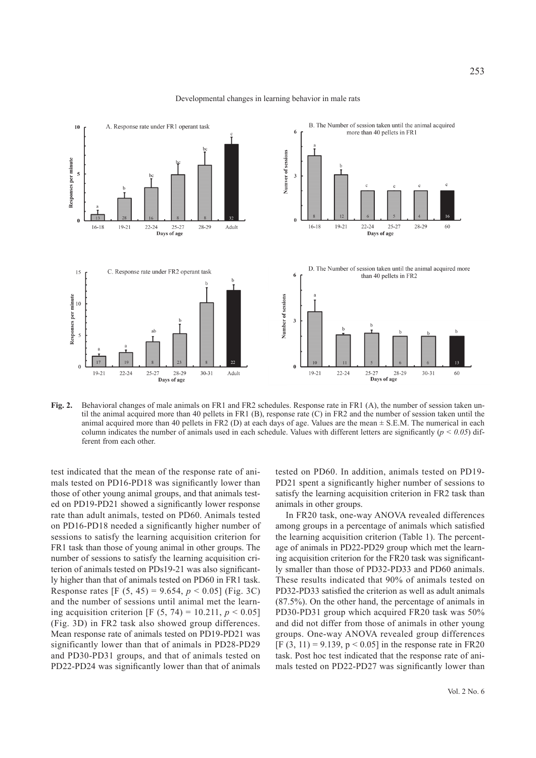**Fig. 2.** Behavioral changes of male animals on FR1 and FR2 schedules. Response rate in FR1 (A), the number of session taken until the animal acquired more than 40 pellets in FR1 (B), response rate (C) in FR2 and the number of session taken until the animal acquired more than 40 pellets in FR2 (D) at each days of age. Values are the mean ± S.E.M. The numerical in each column indicates the number of animals used in each schedule. Values with different letters are significantly ($p < 0.05$) different from each other.

test indicated that the mean of the response rate of animals tested on PD16-PD18 was significantly lower than those of other young animal groups, and that animals tested on PD19-PD21 showed a significantly lower response rate than adult animals, tested on PD60. Animals tested on PD16-PD18 needed a significantly higher number of sessions to satisfy the learning acquisition criterion for FR1 task than those of young animal in other groups. The number of sessions to satisfy the learning acquisition criterion of animals tested on PDs19-21 was also significantly higher than that of animals tested on PD60 in FR1 task. Response rates [$F(5, 45) = 9.654$, $p < 0.05$] (Fig. 3C) and the number of sessions until animal met the learning acquisition criterion [$F(5, 74) = 10.211$, $p < 0.05$] (Fig. 3D) in FR2 task also showed group differences. Mean response rate of animals tested on PD19-PD21 was significantly lower than that of animals in PD28-PD29 and PD30-PD31 groups, and that of animals tested on PD22-PD24 was significantly lower than that of animals tested on PD60. In addition, animals tested on PD19-PD21 spent a significantly higher number of sessions to satisfy the learning acquisition criterion in FR2 task than animals in other groups.

In FR20 task, one-way ANOVA revealed differences among groups in a percentage of animals which satisfied the learning acquisition criterion (Table 1). The percentage of animals in PD22-PD29 group which met the learning acquisition criterion for the FR20 task was significantly smaller than those of PD32-PD33 and PD60 animals. These results indicated that 90% of animals tested on PD32-PD33 satisfied the criterion as well as adult animals (87.5%). On the other hand, the percentage of animals in PD30-PD31 group which acquired FR20 task was 50% and did not differ from those of animals in other young groups. One-way ANOVA revealed group differences [$F(3, 11) = 9.139$, $p < 0.05$] in the response rate in FR20 task. Post hoc test indicated that the response rate of animals tested on PD22-PD27 was significantly lower than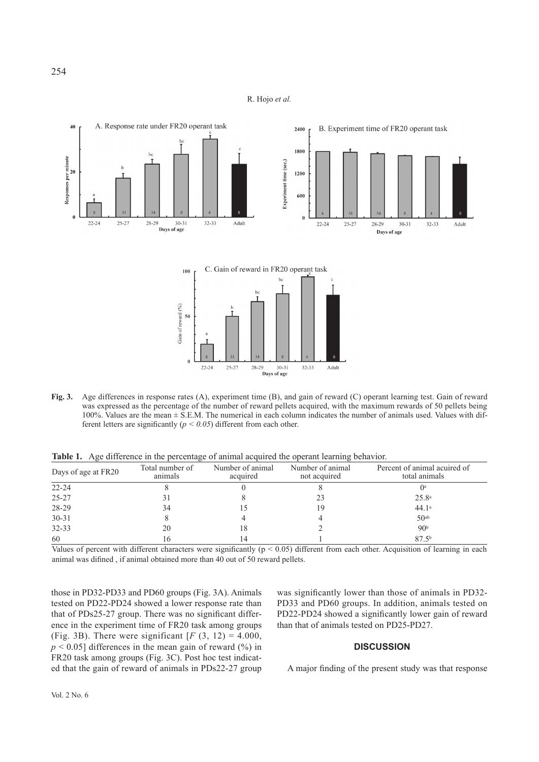**Fig. 3.** Age differences in response rates (A), experiment time (B), and gain of reward (C) operant learning test. Gain of reward was expressed as the percentage of the number of reward pellets acquired, with the maximum rewards of 50 pellets being 100%. Values are the mean ± S.E.M. The numerical in each column indicates the number of animals used. Values with different letters are significantly (*p < 0.05*) different from each other.

**Table 1.** Age difference in the percentage of animal acquired the operant learning behavior.

| Days of age at FR20 | Total number of animals | Number of animal acquired | Number of animal not acquired | Percent of animal acuired of total animals |
|---|---|---|---|---|
| 22-24 | 8 | 0 | 8 | 0[a] |
| 25-27 | 31 | 8 | 23 | 25.8[a] |
| 28-29 | 34 | 15 | 19 | 44.1[a] |
| 30-31 | 8 | 4 | 4 | 50[ab] |
| 32-33 | 20 | 18 | 2 | 90[b] |
| 60 | 16 | 14 | 1 | 87.5[b] |

Values of percent with different characters were significantly ($p < 0.05$) different from each other. Acquisition of learning in each animal was difined , if animal obtained more than 40 out of 50 reward pellets.

those in PD32-PD33 and PD60 groups (Fig. 3A). Animals tested on PD22-PD24 showed a lower response rate than that of PDs25-27 group. There was no significant difference in the experiment time of FR20 task among groups (Fig. 3B). There were significant [$F$ (3, 12) = 4.000, $p < 0.05$] differences in the mean gain of reward (%) in FR20 task among groups (Fig. 3C). Post hoc test indicated that the gain of reward of animals in PDs22-27 group was significantly lower than those of animals in PD32-PD33 and PD60 groups. In addition, animals tested on PD22-PD24 showed a significantly lower gain of reward than that of animals tested on PD25-PD27.

## DISCUSSION

A major finding of the present study was that response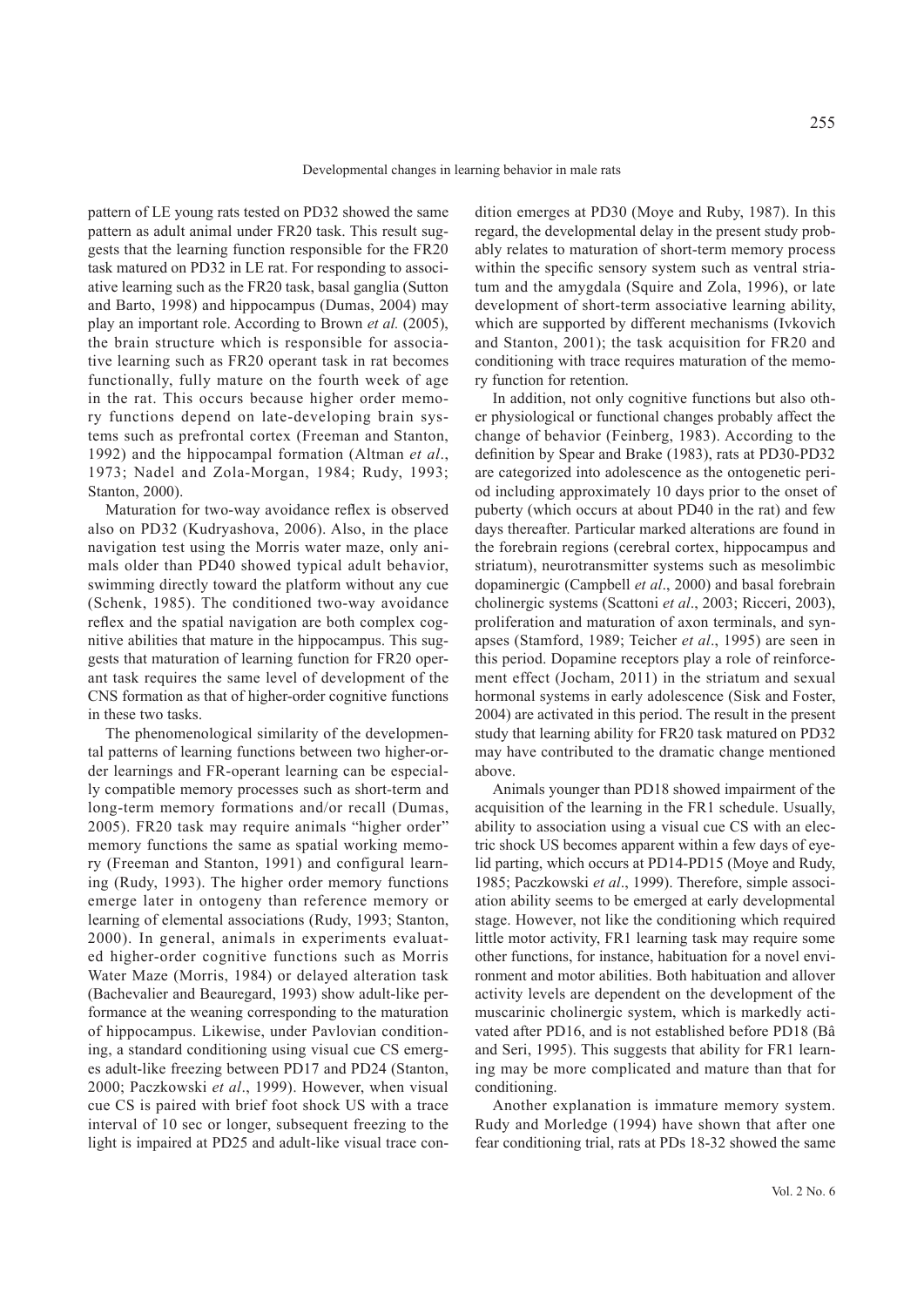pattern of LE young rats tested on PD32 showed the same pattern as adult animal under FR20 task. This result suggests that the learning function responsible for the FR20 task matured on PD32 in LE rat. For responding to associative learning such as the FR20 task, basal ganglia (Sutton and Barto, 1998) and hippocampus (Dumas, 2004) may play an important role. According to Brown *et al.* (2005), the brain structure which is responsible for associative learning such as FR20 operant task in rat becomes functionally, fully mature on the fourth week of age in the rat. This occurs because higher order memory functions depend on late-developing brain systems such as prefrontal cortex (Freeman and Stanton, 1992) and the hippocampal formation (Altman *et al*., 1973; Nadel and Zola-Morgan, 1984; Rudy, 1993; Stanton, 2000).

Maturation for two-way avoidance reflex is observed also on PD32 (Kudryashova, 2006). Also, in the place navigation test using the Morris water maze, only animals older than PD40 showed typical adult behavior, swimming directly toward the platform without any cue (Schenk, 1985). The conditioned two-way avoidance reflex and the spatial navigation are both complex cognitive abilities that mature in the hippocampus. This suggests that maturation of learning function for FR20 operant task requires the same level of development of the CNS formation as that of higher-order cognitive functions in these two tasks.

The phenomenological similarity of the developmental patterns of learning functions between two higher-order learnings and FR-operant learning can be especially compatible memory processes such as short-term and long-term memory formations and/or recall (Dumas, 2005). FR20 task may require animals "higher order" memory functions the same as spatial working memory (Freeman and Stanton, 1991) and configural learning (Rudy, 1993). The higher order memory functions emerge later in ontogeny than reference memory or learning of elemental associations (Rudy, 1993; Stanton, 2000). In general, animals in experiments evaluated higher-order cognitive functions such as Morris Water Maze (Morris, 1984) or delayed alteration task (Bachevalier and Beauregard, 1993) show adult-like performance at the weaning corresponding to the maturation of hippocampus. Likewise, under Pavlovian conditioning, a standard conditioning using visual cue CS emerges adult-like freezing between PD17 and PD24 (Stanton, 2000; Paczkowski *et al*., 1999). However, when visual cue CS is paired with brief foot shock US with a trace interval of 10 sec or longer, subsequent freezing to the light is impaired at PD25 and adult-like visual trace condition emerges at PD30 (Moye and Ruby, 1987). In this regard, the developmental delay in the present study probably relates to maturation of short-term memory process within the specific sensory system such as ventral striatum and the amygdala (Squire and Zola, 1996), or late development of short-term associative learning ability, which are supported by different mechanisms (Ivkovich and Stanton, 2001); the task acquisition for FR20 and conditioning with trace requires maturation of the memory function for retention.

In addition, not only cognitive functions but also other physiological or functional changes probably affect the change of behavior (Feinberg, 1983). According to the definition by Spear and Brake (1983), rats at PD30-PD32 are categorized into adolescence as the ontogenetic period including approximately 10 days prior to the onset of puberty (which occurs at about PD40 in the rat) and few days thereafter. Particular marked alterations are found in the forebrain regions (cerebral cortex, hippocampus and striatum), neurotransmitter systems such as mesolimbic dopaminergic (Campbell *et al*., 2000) and basal forebrain cholinergic systems (Scattoni *et al*., 2003; Ricceri, 2003), proliferation and maturation of axon terminals, and synapses (Stamford, 1989; Teicher *et al*., 1995) are seen in this period. Dopamine receptors play a role of reinforcement effect (Jocham, 2011) in the striatum and sexual hormonal systems in early adolescence (Sisk and Foster, 2004) are activated in this period. The result in the present study that learning ability for FR20 task matured on PD32 may have contributed to the dramatic change mentioned above.

Animals younger than PD18 showed impairment of the acquisition of the learning in the FR1 schedule. Usually, ability to association using a visual cue CS with an electric shock US becomes apparent within a few days of eyelid parting, which occurs at PD14-PD15 (Moye and Rudy, 1985; Paczkowski *et al*., 1999). Therefore, simple association ability seems to be emerged at early developmental stage. However, not like the conditioning which required little motor activity, FR1 learning task may require some other functions, for instance, habituation for a novel environment and motor abilities. Both habituation and allover activity levels are dependent on the development of the muscarinic cholinergic system, which is markedly activated after PD16, and is not established before PD18 (Bâ and Seri, 1995). This suggests that ability for FR1 learning may be more complicated and mature than that for conditioning.

Another explanation is immature memory system. Rudy and Morledge (1994) have shown that after one fear conditioning trial, rats at PDs 18-32 showed the same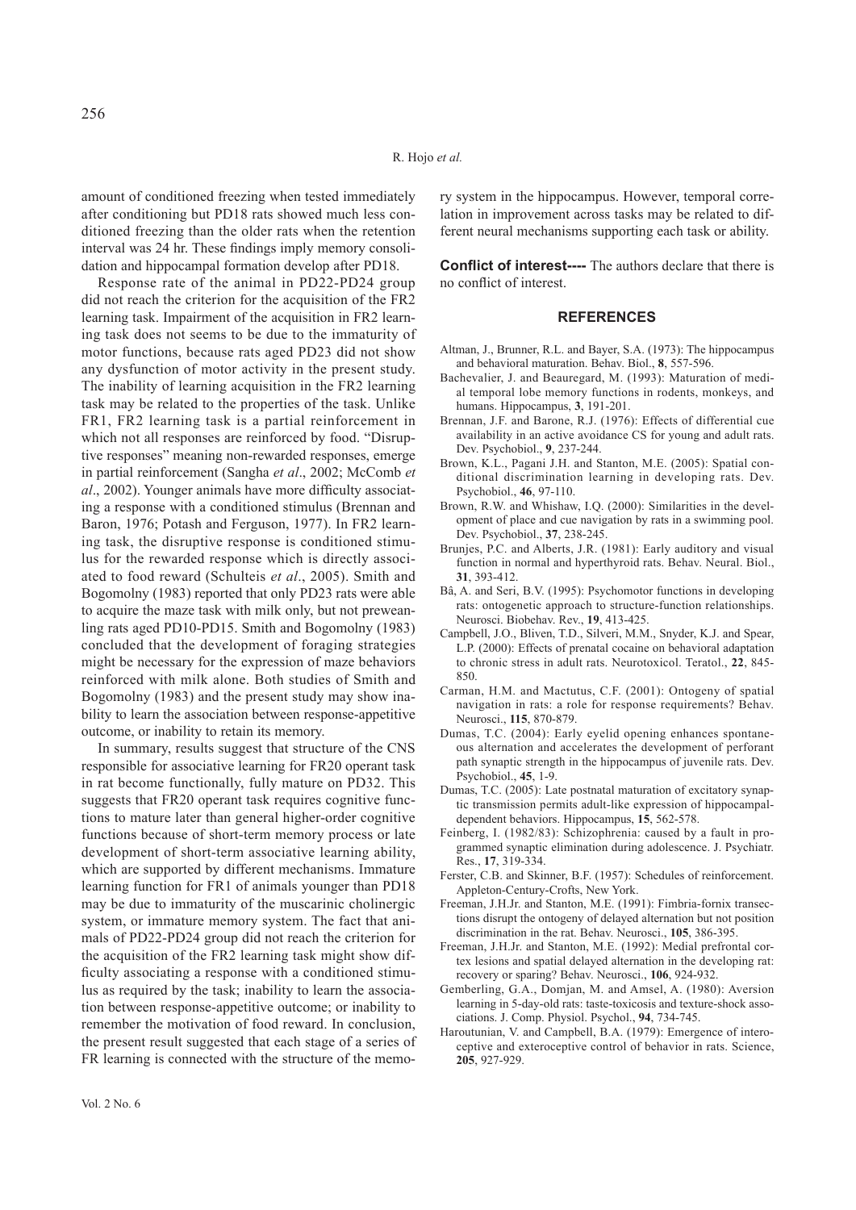amount of conditioned freezing when tested immediately after conditioning but PD18 rats showed much less conditioned freezing than the older rats when the retention interval was 24 hr. These findings imply memory consolidation and hippocampal formation develop after PD18.

Response rate of the animal in PD22-PD24 group did not reach the criterion for the acquisition of the FR2 learning task. Impairment of the acquisition in FR2 learning task does not seems to be due to the immaturity of motor functions, because rats aged PD23 did not show any dysfunction of motor activity in the present study. The inability of learning acquisition in the FR2 learning task may be related to the properties of the task. Unlike FR1, FR2 learning task is a partial reinforcement in which not all responses are reinforced by food. "Disruptive responses" meaning non-rewarded responses, emerge in partial reinforcement (Sangha *et al*., 2002; McComb *et al*., 2002). Younger animals have more difficulty associating a response with a conditioned stimulus (Brennan and Baron, 1976; Potash and Ferguson, 1977). In FR2 learning task, the disruptive response is conditioned stimulus for the rewarded response which is directly associated to food reward (Schulteis *et al*., 2005). Smith and Bogomolny (1983) reported that only PD23 rats were able to acquire the maze task with milk only, but not preweanling rats aged PD10-PD15. Smith and Bogomolny (1983) concluded that the development of foraging strategies might be necessary for the expression of maze behaviors reinforced with milk alone. Both studies of Smith and Bogomolny (1983) and the present study may show inability to learn the association between response-appetitive outcome, or inability to retain its memory.

In summary, results suggest that structure of the CNS responsible for associative learning for FR20 operant task in rat become functionally, fully mature on PD32. This suggests that FR20 operant task requires cognitive functions to mature later than general higher-order cognitive functions because of short-term memory process or late development of short-term associative learning ability, which are supported by different mechanisms. Immature learning function for FR1 of animals younger than PD18 may be due to immaturity of the muscarinic cholinergic system, or immature memory system. The fact that animals of PD22-PD24 group did not reach the criterion for the acquisition of the FR2 learning task might show difficulty associating a response with a conditioned stimulus as required by the task; inability to learn the association between response-appetitive outcome; or inability to remember the motivation of food reward. In conclusion, the present result suggested that each stage of a series of FR learning is connected with the structure of the memory system in the hippocampus. However, temporal correlation in improvement across tasks may be related to different neural mechanisms supporting each task or ability.

**Conflict of interest----** The authors declare that there is no conflict of interest.

## REFERENCES

Altman, J., Brunner, R.L. and Bayer, S.A. (1973): The hippocampus and behavioral maturation. Behav. Biol., **8**, 557-596.

Bachevalier, J. and Beauregard, M. (1993): Maturation of medial temporal lobe memory functions in rodents, monkeys, and humans. Hippocampus, **3**, 191-201.

Brennan, J.F. and Barone, R.J. (1976): Effects of differential cue availability in an active avoidance CS for young and adult rats. Dev. Psychobiol., **9**, 237-244.

Brown, K.L., Pagani J.H. and Stanton, M.E. (2005): Spatial conditional discrimination learning in developing rats. Dev. Psychobiol., **46**, 97-110.

Brown, R.W. and Whishaw, I.Q. (2000): Similarities in the development of place and cue navigation by rats in a swimming pool. Dev. Psychobiol., **37**, 238-245.

Brunjes, P.C. and Alberts, J.R. (1981): Early auditory and visual function in normal and hyperthyroid rats. Behav. Neural. Biol., **31**, 393-412.

Bâ, A. and Seri, B.V. (1995): Psychomotor functions in developing rats: ontogenetic approach to structure-function relationships. Neurosci. Biobehav. Rev., **19**, 413-425.

Campbell, J.O., Bliven, T.D., Silveri, M.M., Snyder, K.J. and Spear, L.P. (2000): Effects of prenatal cocaine on behavioral adaptation to chronic stress in adult rats. Neurotoxicol. Teratol., **22**, 845-850.

Carman, H.M. and Mactutus, C.F. (2001): Ontogeny of spatial navigation in rats: a role for response requirements? Behav. Neurosci., **115**, 870-879.

Dumas, T.C. (2004): Early eyelid opening enhances spontaneous alternation and accelerates the development of perforant path synaptic strength in the hippocampus of juvenile rats. Dev. Psychobiol., **45**, 1-9.

Dumas, T.C. (2005): Late postnatal maturation of excitatory synaptic transmission permits adult-like expression of hippocampal-dependent behaviors. Hippocampus, **15**, 562-578.

Feinberg, I. (1982/83): Schizophrenia: caused by a fault in programmed synaptic elimination during adolescence. J. Psychiatr. Res., **17**, 319-334.

Ferster, C.B. and Skinner, B.F. (1957): Schedules of reinforcement. Appleton-Century-Crofts, New York.

Freeman, J.H.Jr. and Stanton, M.E. (1991): Fimbria-fornix transections disrupt the ontogeny of delayed alternation but not position discrimination in the rat. Behav. Neurosci., **105**, 386-395.

Freeman, J.H.Jr. and Stanton, M.E. (1992): Medial prefrontal cortex lesions and spatial delayed alternation in the developing rat: recovery or sparing? Behav. Neurosci., **106**, 924-932.

Gemberling, G.A., Domjan, M. and Amsel, A. (1980): Aversion learning in 5-day-old rats: taste-toxicosis and texture-shock associations. J. Comp. Physiol. Psychol., **94**, 734-745.

Haroutunian, V. and Campbell, B.A. (1979): Emergence of interoceptive and exteroceptive control of behavior in rats. Science, **205**, 927-929.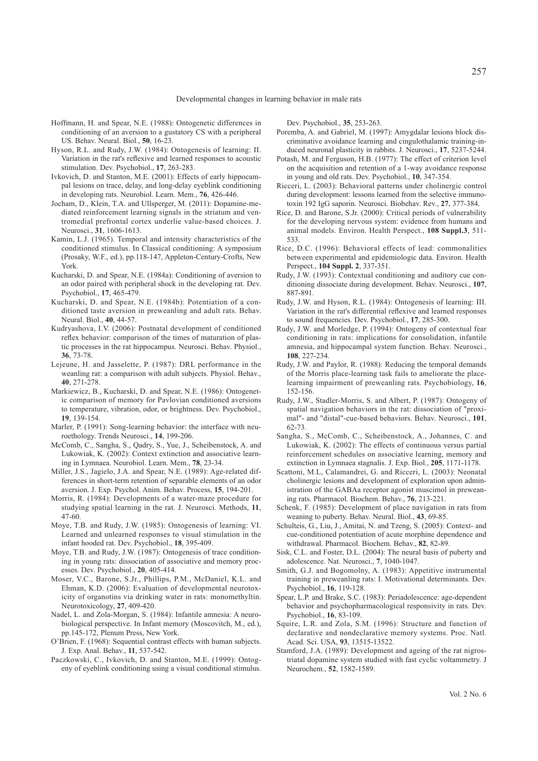Hoffmann, H. and Spear, N.E. (1988): Ontogenetic differences in conditioning of an aversion to a gustatory CS with a peripheral US. Behav. Neural. Biol., **50**, 16-23.

Hyson, R.L. and Rudy, J.W. (1984): Ontogenesis of learning: II. Variation in the rat's reflexive and learned responses to acoustic stimulation. Dev. Psychobiol., **17**, 263-283.

Ivkovich, D. and Stanton, M.E. (2001): Effects of early hippocampal lesions on trace, delay, and long-delay eyeblink conditioning in developing rats. Neurobiol. Learn. Mem., **76**, 426-446.

Jocham, D., Klein, T.A. and Ullsperger, M. (2011): Dopamine-mediated reinforcement learning signals in the striatum and ventromedial prefrontal cortex underlie value-based choices. J. Neurosci., **31**, 1606-1613.

Kamin, L.J. (1965). Temporal and intensity characteristics of the conditioned stimulus. In Classical conditioning: A symposium (Prosaky, W.F., ed.), pp.118-147, Appleton-Century-Crofts, New York.

Kucharski, D. and Spear, N.E. (1984a): Conditioning of aversion to an odor paired with peripheral shock in the developing rat. Dev. Psychobiol., **17**, 465-479.

Kucharski, D. and Spear, N.E. (1984b): Potentiation of a conditioned taste aversion in preweanling and adult rats. Behav. Neural. Biol., **40**, 44-57.

Kudryashova, I.V. (2006): Postnatal development of conditioned reflex behavior: comparison of the times of maturation of plastic processes in the rat hippocampus. Neurosci. Behav. Physiol., **36**, 73-78.

Lejeune, H. and Jasselette, P. (1987): DRL performance in the weanling rat: a comparison with adult subjects. Physiol. Behav., **40**, 271-278.

Markiewicz, B., Kucharski, D. and Spear, N.E. (1986): Ontogenetic comparison of memory for Pavlovian conditioned aversions to temperature, vibration, odor, or brightness. Dev. Psychobiol., **19**, 139-154.

Marler, P. (1991): Song-learning behavior: the interface with neuroethology. Trends Neurosci., **14**, 199-206.

McComb, C., Sangha, S., Qadry, S., Yue, J., Scheibenstock, A. and Lukowiak, K. (2002): Context extinction and associative learning in Lymnaea. Neurobiol. Learn. Mem., **78**, 23-34.

Miller, J.S., Jagielo, J.A. and Spear, N.E. (1989): Age-related differences in short-term retention of separable elements of an odor aversion. J. Exp. Psychol. Anim. Behav. Process, **15**, 194-201.

Morris, R. (1984): Developments of a water-maze procedure for studying spatial learning in the rat. J. Neurosci. Methods, **11**, 47-60.

Moye, T.B. and Rudy, J.W. (1985): Ontogenesis of learning: VI. Learned and unlearned responses to visual stimulation in the infant hooded rat. Dev. Psychobiol., **18**, 395-409.

Moye, T.B. and Rudy, J.W. (1987): Ontogenesis of trace conditioning in young rats: dissociation of associative and memory processes. Dev. Psychobiol., **20**, 405-414.

Moser, V.C., Barone, S.Jr., Phillips, P.M., McDaniel, K.L. and Ehman, K.D. (2006): Evaluation of developmental neurotoxicity of organotins via drinking water in rats: monomethyltin. Neurotoxicology, **27**, 409-420.

Nadel, L. and Zola-Morgan, S. (1984): Infantile amnesia: A neurobiological perspective. In Infant memory (Moscovitch, M., ed.), pp.145-172, Plenum Press, New York.

O'Brien, F. (1968): Sequential contrast effects with human subjects. J. Exp. Anal. Behav., **11**, 537-542.

Paczkowski, C., Ivkovich, D. and Stanton, M.E. (1999): Ontogeny of eyeblink conditioning using a visual conditional stimulus. Dev. Psychobiol., **35**, 253-263.

Poremba, A. and Gabriel, M. (1997): Amygdalar lesions block discriminative avoidance learning and cingulothalamic training-induced neuronal plasticity in rabbits. J. Neurosci., **17**, 5237-5244.

Potash, M. and Ferguson, H.B. (1977): The effect of criterion level on the acquisition and retention of a 1-way avoidance response in young and old rats. Dev. Psychobiol., **10**, 347-354.

Ricceri, L. (2003): Behavioral patterns under cholinergic control during development: lessons learned from the selective immunotoxin 192 IgG saporin. Neurosci. Biobehav. Rev., **27**, 377-384.

Rice, D. and Barone, S.Jr. (2000): Critical periods of vulnerability for the developing nervous system: evidence from humans and animal models. Environ. Health Perspect., **108 Suppl.3**, 511-533.

Rice, D.C. (1996): Behavioral effects of lead: commonalities between experimental and epidemiologic data. Environ. Health Perspect., **104 Suppl. 2**, 337-351.

Rudy, J.W. (1993): Contextual conditioning and auditory cue conditioning dissociate during development. Behav. Neurosci., **107**, 887-891.

Rudy, J.W. and Hyson, R.L. (1984): Ontogenesis of learning: III. Variation in the rat's differential reflexive and learned responses to sound frequencies. Dev. Psychobiol., **17**, 285-300.

Rudy, J.W. and Morledge, P. (1994): Ontogeny of contextual fear conditioning in rats: implications for consolidation, infantile amnesia, and hippocampal system function. Behav. Neurosci., **108**, 227-234.

Rudy, J.W. and Paylor, R. (1988): Reducing the temporal demands of the Morris place-learning task fails to ameliorate the place-learning impairment of preweanling rats. Psychobiology, **16**, 152-156.

Rudy, J.W., Stadler-Morris, S. and Albert, P. (1987): Ontogeny of spatial navigation behaviors in the rat: dissociation of "proximal"- and "distal"-cue-based behaviors. Behav. Neurosci., **101**, 62-73.

Sangha, S., McComb, C., Scheibenstock, A., Johannes, C. and Lukowiak, K. (2002): The effects of continuous versus partial reinforcement schedules on associative learning, memory and extinction in Lymnaea stagnalis. J. Exp. Biol., **205**, 1171-1178.

Scattoni, M.L, Calamandrei, G. and Ricceri, L. (2003): Neonatal cholinergic lesions and development of exploration upon administration of the GABAa receptor agonist muscimol in preweaning rats. Pharmacol. Biochem. Behav., **76**, 213-221.

Schenk, F. (1985): Development of place navigation in rats from weaning to puberty. Behav. Neural. Biol., **43**, 69-85.

Schulteis, G., Liu, J., Amitai, N. and Tzeng, S. (2005): Context- and cue-conditioned potentiation of acute morphine dependence and withdrawal. Pharmacol. Biochem. Behav., **82**, 82-89.

Sisk, C.L. and Foster, D.L. (2004): The neural basis of puberty and adolescence. Nat. Neurosci., **7**, 1040-1047.

Smith, G.J. and Bogomolny, A. (1983): Appetitive instrumental training in preweanling rats: I. Motivational determinants. Dev. Psychobiol., **16**, 119-128.

Spear, L.P. and Brake, S.C. (1983): Periadolescence: age-dependent behavior and psychopharmacological responsivity in rats. Dev. Psychobiol., **16**, 83-109.

Squire, L.R. and Zola, S.M. (1996): Structure and function of declarative and nondeclarative memory systems. Proc. Natl. Acad. Sci. USA, **93**, 13515-13522.

Stamford, J.A. (1989): Development and ageing of the rat nigrostriatal dopamine system studied with fast cyclic voltammetry. J Neurochem., **52**, 1582-1589.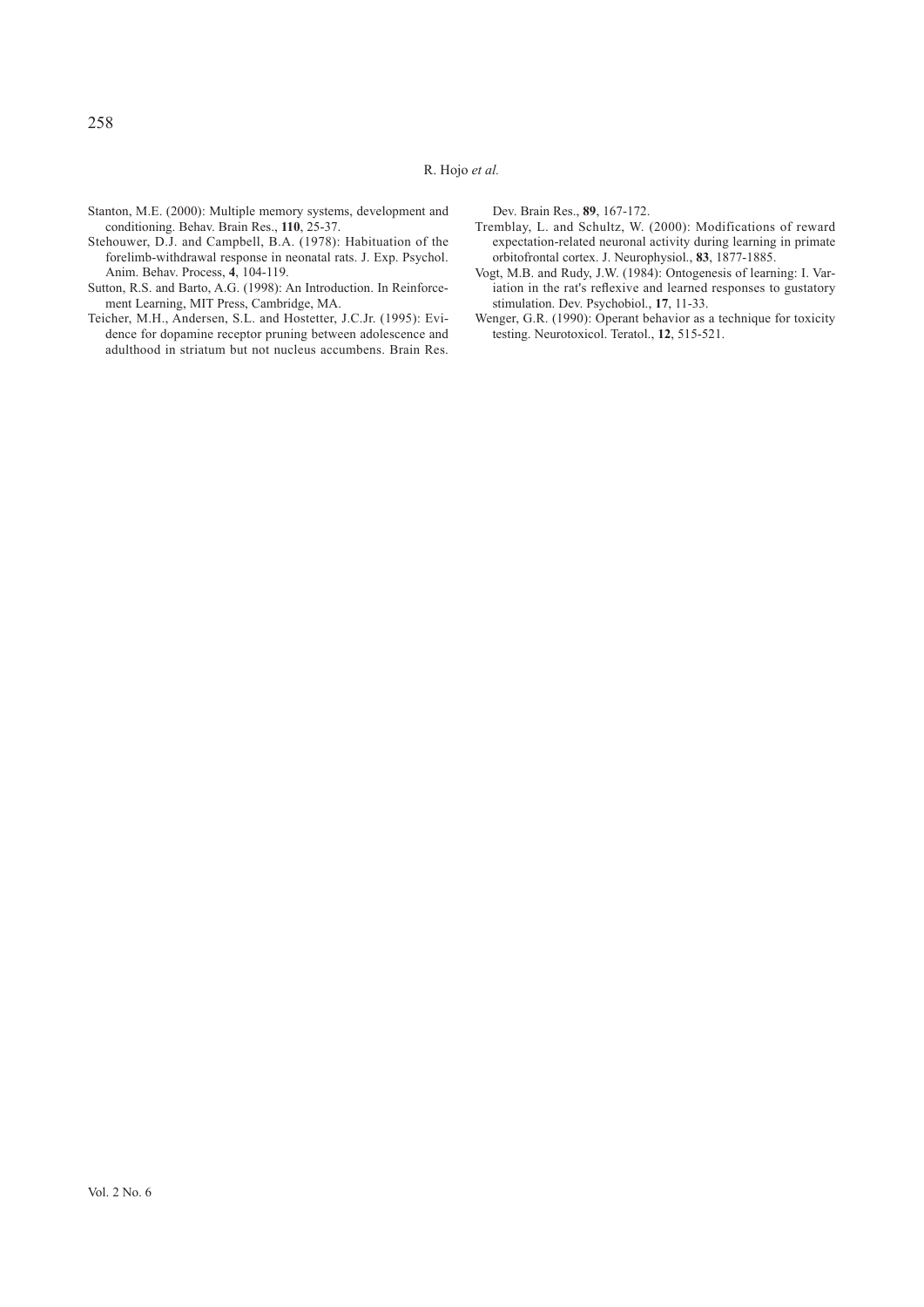Stanton, M.E. (2000): Multiple memory systems, development and conditioning. Behav. Brain Res., **110**, 25-37.

Stehouwer, D.J. and Campbell, B.A. (1978): Habituation of the forelimb-withdrawal response in neonatal rats. J. Exp. Psychol. Anim. Behav. Process, **4**, 104-119.

Sutton, R.S. and Barto, A.G. (1998): An Introduction. In Reinforcement Learning, MIT Press, Cambridge, MA.

Teicher, M.H., Andersen, S.L. and Hostetter, J.C.Jr. (1995): Evidence for dopamine receptor pruning between adolescence and adulthood in striatum but not nucleus accumbens. Brain Res. Dev. Brain Res., **89**, 167-172.

Tremblay, L. and Schultz, W. (2000): Modifications of reward expectation-related neuronal activity during learning in primate orbitofrontal cortex. J. Neurophysiol., **83**, 1877-1885.

Vogt, M.B. and Rudy, J.W. (1984): Ontogenesis of learning: I. Variation in the rat's reflexive and learned responses to gustatory stimulation. Dev. Psychobiol., **17**, 11-33.

Wenger, G.R. (1990): Operant behavior as a technique for toxicity testing. Neurotoxicol. Teratol., **12**, 515-521.